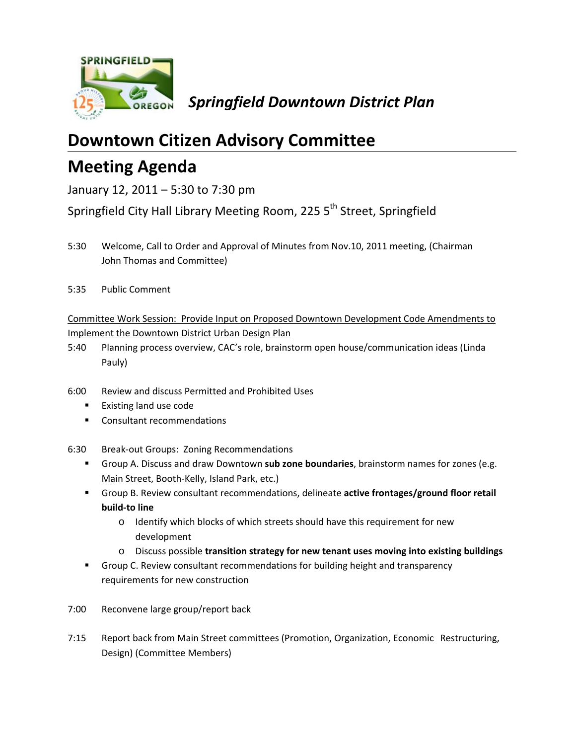*Springfield Downtown District Plan*

# Downtown Citizen Advisory Committee

# Meeting Agenda

January 12, 2011 – 5:30 to 7:30 pm

Springfield City Hall Library Meeting Room, 225 5th Street, Springfield

5:30 Welcome, Call to Order and Approval of Minutes from Nov.10, 2011 meeting, (Chairman John Thomas and Committee)

5:35 Public Comment

<u>Committee Work Session: Provide Input on Proposed Downtown Development Code Amendments to Implement the Downtown District Urban Design Plan</u>

5:40 Planning process overview, CAC's role, brainstorm open house/communication ideas (Linda Pauly)

6:00 Review and discuss Permitted and Prohibited Uses

- Existing land use code
- Consultant recommendations

6:30 Break-out Groups: Zoning Recommendations

- Group A. Discuss and draw Downtown **sub zone boundaries**, brainstorm names for zones (e.g. Main Street, Booth-Kelly, Island Park, etc.)
- Group B. Review consultant recommendations, delineate **active frontages/ground floor retail build-to line**
  - Identify which blocks of which streets should have this requirement for new development
  - Discuss possible **transition strategy for new tenant uses moving into existing buildings**
- Group C. Review consultant recommendations for building height and transparency requirements for new construction

7:00 Reconvene large group/report back

7:15 Report back from Main Street committees (Promotion, Organization, Economic Restructuring, Design) (Committee Members)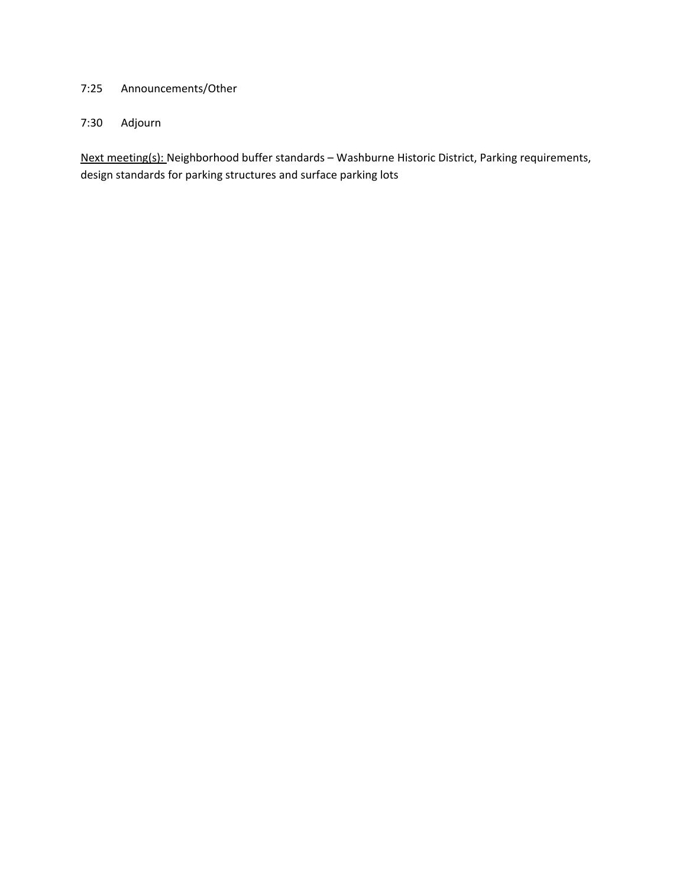7:25 Announcements/Other

7:30 Adjourn

<u>Next meeting(s):</u> Neighborhood buffer standards – Washburne Historic District, Parking requirements, design standards for parking structures and surface parking lots